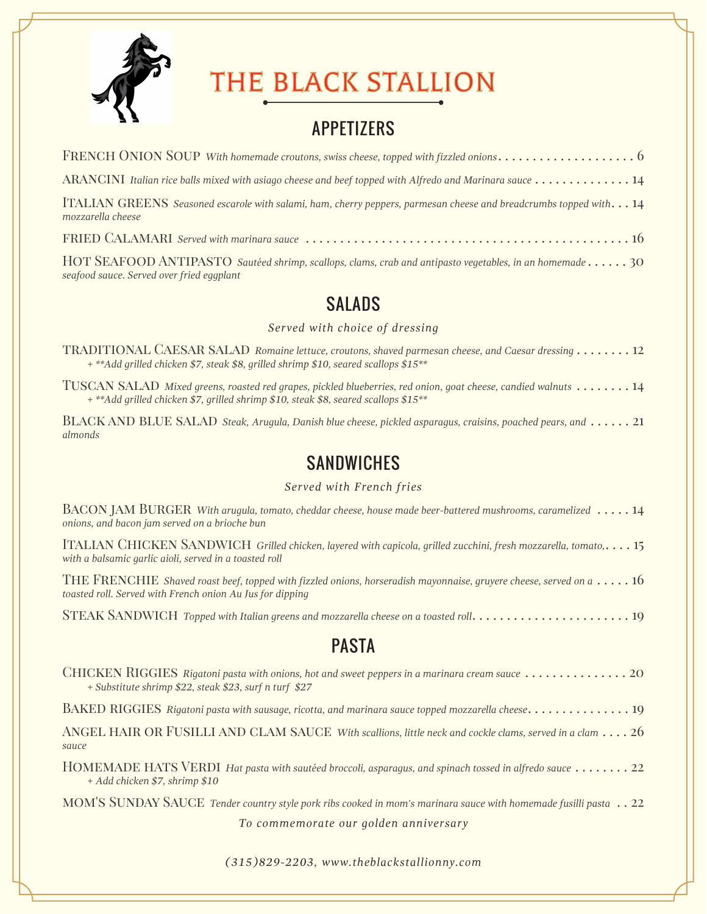# THE BLACK STALLION

## APPETIZERS

French Onion Soup *With homemade croutons, swiss cheese, topped with fizzled onions* .... 6

ARANCINI *Italian rice balls mixed with asiago cheese and beef topped with Alfredo and Marinara sauce* .... 14

Italian greens *Seasoned escarole with salami, ham, cherry peppers, parmesan cheese and breadcrumbs topped with mozzarella cheese* .... 14

fried Calamari *Served with marinara sauce* .... 16

Hot Seafood Antipasto *Sautéed shrimp, scallops, clams, crab and antipasto vegetables, in an homemade seafood sauce. Served over fried eggplant* .... 30

## SALADS

*Served with choice of dressing*

traditional Caesar salad *Romaine lettuce, croutons, shaved parmesan cheese, and Caesar dressing* .... 12
*+ **Add grilled chicken $7, steak $8, grilled shrimp $10, seared scallops $15***

Tuscan salad *Mixed greens, roasted red grapes, pickled blueberries, red onion, goat cheese, candied walnuts* .... 14
*+ **Add grilled chicken $7, grilled shrimp $10, steak $8, seared scallops $15***

Black and blue salad *Steak, Arugula, Danish blue cheese, pickled asparagus, craisins, poached pears, and almonds* .... 21

## SANDWICHES

*Served with French fries*

Bacon jam Burger *With arugula, tomato, cheddar cheese, house made beer-battered mushrooms, caramelized onions, and bacon jam served on a brioche bun* .... 14

Italian Chicken Sandwich *Grilled chicken, layered with capicola, grilled zucchini, fresh mozzarella, tomato, with a balsamic garlic aioli, served in a toasted roll* .... 15

The Frenchie *Shaved roast beef, topped with fizzled onions, horseradish mayonnaise, gruyere cheese, served on a toasted roll. Served with French onion Au Jus for dipping* .... 16

Steak Sandwich *Topped with Italian greens and mozzarella cheese on a toasted roll* .... 19

## PASTA

Chicken Riggies *Rigatoni pasta with onions, hot and sweet peppers in a marinara cream sauce* .... 20
*+ Substitute shrimp $22, steak $23, surf n turf $27*

Baked riggies *Rigatoni pasta with sausage, ricotta, and marinara sauce topped mozzarella cheese* .... 19

Angel hair or Fusilli and clam sauce *With scallions, little neck and cockle clams, served in a clam sauce* .... 26

Homemade hats Verdi *Hat pasta with sautéed broccoli, asparagus, and spinach tossed in alfredo sauce* .... 22
*+ Add chicken $7, shrimp $10*

mom's Sunday Sauce *Tender country style pork ribs cooked in mom's marinara sauce with homemade fusilli pasta* .... 22

*To commemorate our golden anniversary*

*(315)829-2203, www.theblackstallionny.com*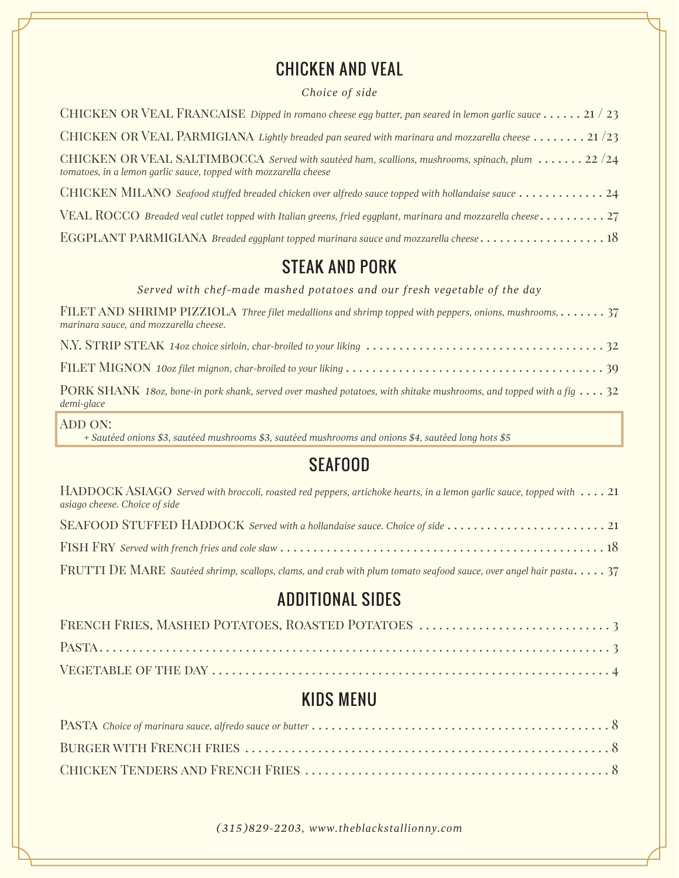## CHICKEN AND VEAL

*Choice of side*

CHICKEN OR VEAL FRANCAISE *Dipped in romano cheese egg batter, pan seared in lemon garlic sauce* . . . . . . 21 / 23

CHICKEN OR VEAL PARMIGIANA *Lightly breaded pan seared with marinara and mozzarella cheese* . . . . . . . . 21 /23

CHICKEN OR VEAL SALTIMBOCCA *Served with sautéed ham, scallions, mushrooms, spinach, plum tomatoes, in a lemon garlic sauce, topped with mozzarella cheese* . . . . . . . 22 /24

CHICKEN MILANO *Seafood stuffed breaded chicken over alfredo sauce topped with hollandaise sauce* . . . . . . . . . . . . . 24

VEAL ROCCO *Breaded veal cutlet topped with Italian greens, fried eggplant, marinara and mozzarella cheese* . . . . . . . . . . 27

EGGPLANT PARMIGIANA *Breaded eggplant topped marinara sauce and mozzarella cheese* . . . . . . . . . . . . . . . . . . . 18

## STEAK AND PORK

*Served with chef-made mashed potatoes and our fresh vegetable of the day*

FILET AND SHRIMP PIZZIOLA *Three filet medallions and shrimp topped with peppers, onions, mushrooms, marinara sauce, and mozzarella cheese.* . . . . . . . 37

N.Y. STRIP STEAK *14oz choice sirloin, char-broiled to your liking* . . . . . . . . . . . . . . . . . . . . . . . . . . . . . . . . . . . . . 32

FILET MIGNON *10oz filet mignon, char-broiled to your liking* . . . . . . . . . . . . . . . . . . . . . . . . . . . . . . . . . . . . . 39

PORK SHANK *18oz, bone-in pork shank, served over mashed potatoes, with shitake mushrooms, and topped with a fig demi-glace* . . . . 32

ADD ON:
*+ Sautéed onions $3, sautéed mushrooms $3, sautéed mushrooms and onions $4, sautéed long hots $5*

## SEAFOOD

HADDOCK ASIAGO *Served with broccoli, roasted red peppers, artichoke hearts, in a lemon garlic sauce, topped with asiago cheese. Choice of side* . . . . 21

SEAFOOD STUFFED HADDOCK *Served with a hollandaise sauce. Choice of side* . . . . . . . . . . . . . . . . . . . . . . . . . 21

FISH FRY *Served with french fries and cole slaw* . . . . . . . . . . . . . . . . . . . . . . . . . . . . . . . . . . . . . . . . . . . . . . . . . . . 18

FRUTTI DE MARE *Sautéed shrimp, scallops, clams, and crab with plum tomato seafood sauce, over angel hair pasta* . . . . . 37

## ADDITIONAL SIDES

FRENCH FRIES, MASHED POTATOES, ROASTED POTATOES . . . . . . . . . . . . . . . . . . . . . . . . . . . . . . 3

PASTA . . . . . . . . . . . . . . . . . . . . . . . . . . . . . . . . . . . . . . . . . . . . . . . . . . . . . . . . . . . . . . . . . . . . . . . . . . . . . . . 3

VEGETABLE OF THE DAY . . . . . . . . . . . . . . . . . . . . . . . . . . . . . . . . . . . . . . . . . . . . . . . . . . . . . . . . . . . . . 4

## KIDS MENU

PASTA *Choice of marinara sauce, alfredo sauce or butter* . . . . . . . . . . . . . . . . . . . . . . . . . . . . . . . . . . . . . . . . . . . . . . 8

BURGER WITH FRENCH FRIES . . . . . . . . . . . . . . . . . . . . . . . . . . . . . . . . . . . . . . . . . . . . . . . . . . . . . . . . 8

CHICKEN TENDERS AND FRENCH FRIES . . . . . . . . . . . . . . . . . . . . . . . . . . . . . . . . . . . . . . . . . . . . . . 8

*(315)829-2203, www.theblackstallionny.com*